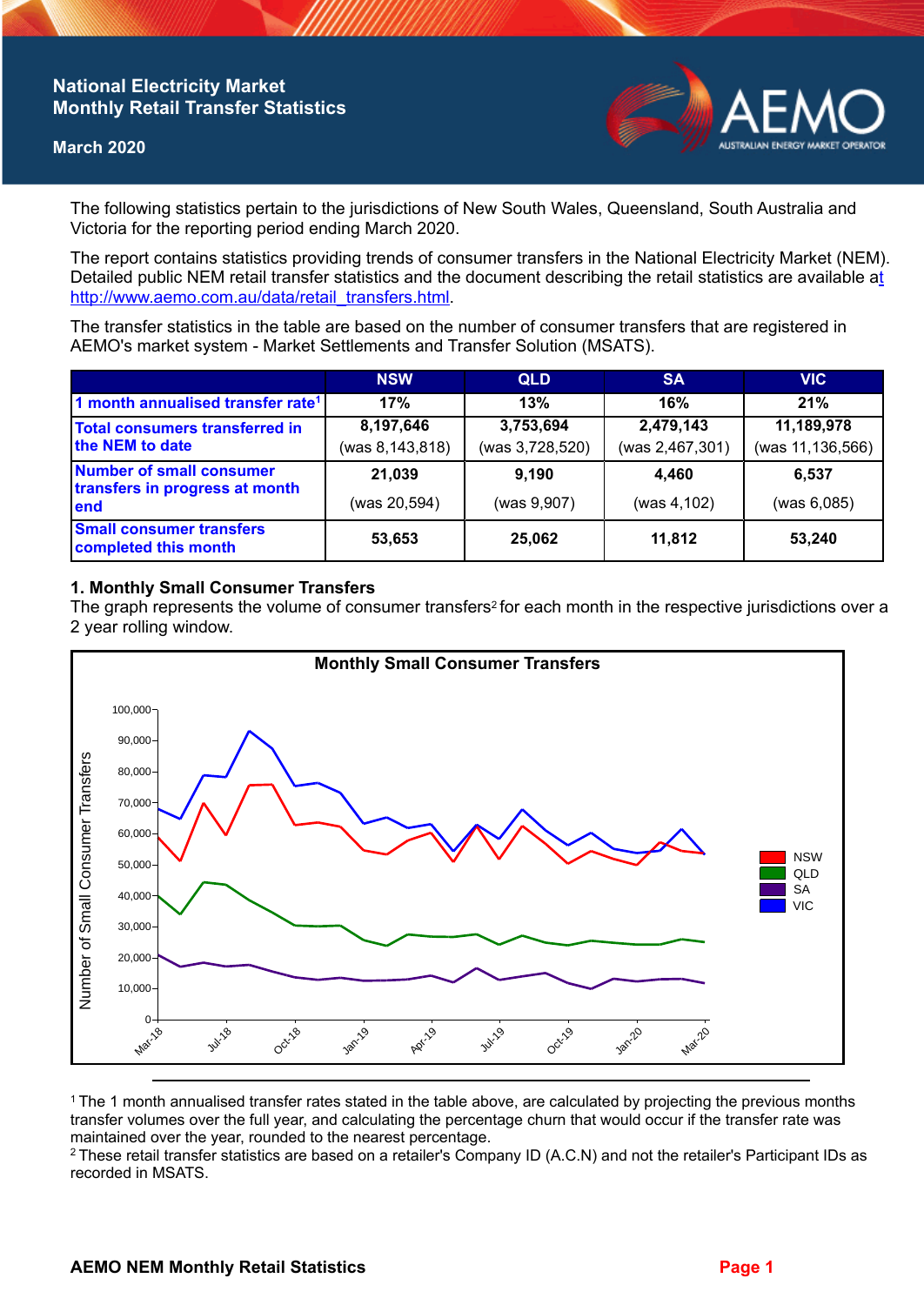# National Electricity Market Monthly Retail Transfer Statistics

**March 2020**

The following statistics pertain to the jurisdictions of New South Wales, Queensland, South Australia and Victoria for the reporting period ending March 2020.

The report contains statistics providing trends of consumer transfers in the National Electricity Market (NEM). Detailed public NEM retail transfer statistics and the document describing the retail statistics are available at http://www.aemo.com.au/data/retail_transfers.html.

The transfer statistics in the table are based on the number of consumer transfers that are registered in AEMO's market system - Market Settlements and Transfer Solution (MSATS).

| | NSW | QLD | SA | VIC |
|---|---|---|---|---|
| 1 month annualised transfer rate[1] | 17% | 13% | 16% | 21% |
| Total consumers transferred in the NEM to date | 8,197,646 (was 8,143,818) | 3,753,694 (was 3,728,520) | 2,479,143 (was 2,467,301) | 11,189,978 (was 11,136,566) |
| Number of small consumer transfers in progress at month end | 21,039 (was 20,594) | 9,190 (was 9,907) | 4,460 (was 4,102) | 6,537 (was 6,085) |
| Small consumer transfers completed this month | 53,653 | 25,062 | 11,812 | 53,240 |

## 1. Monthly Small Consumer Transfers

The graph represents the volume of consumer transfers[2] for each month in the respective jurisdictions over a 2 year rolling window.

[1] The 1 month annualised transfer rates stated in the table above, are calculated by projecting the previous months transfer volumes over the full year, and calculating the percentage churn that would occur if the transfer rate was maintained over the year, rounded to the nearest percentage.

[2] These retail transfer statistics are based on a retailer's Company ID (A.C.N) and not the retailer's Participant IDs as recorded in MSATS.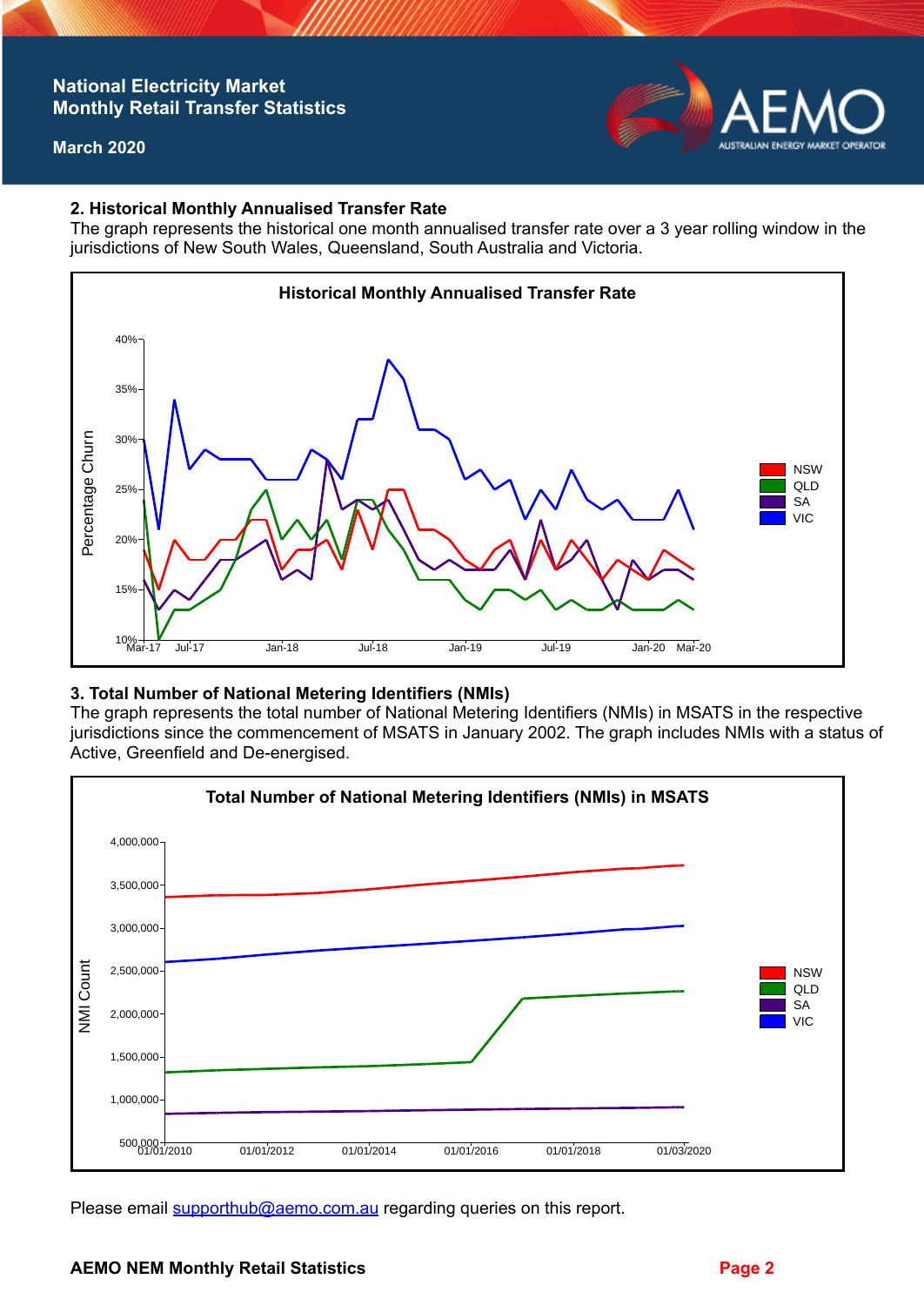## 2. Historical Monthly Annualised Transfer Rate

The graph represents the historical one month annualised transfer rate over a 3 year rolling window in the jurisdictions of New South Wales, Queensland, South Australia and Victoria.

Historical Monthly Annualised Transfer Rate

Percentage Churn

40%
35%
30%
25%
20%
15%
10%

Mar-17 Jul-17 Jan-18 Jul-18 Jan-19 Jul-19 Jan-20 Mar-20

NSW
QLD
SA
VIC

## 3. Total Number of National Metering Identifiers (NMIs)

The graph represents the total number of National Metering Identifiers (NMIs) in MSATS in the respective jurisdictions since the commencement of MSATS in January 2002. The graph includes NMIs with a status of Active, Greenfield and De-energised.

Total Number of National Metering Identifiers (NMIs) in MSATS

NMI Count

4,000,000
3,500,000
3,000,000
2,500,000
2,000,000
1,500,000
1,000,000
500,000

01/01/2010 01/01/2012 01/01/2014 01/01/2016 01/01/2018 01/03/2020

NSW
QLD
SA
VIC

Please email supporthub@aemo.com.au regarding queries on this report.